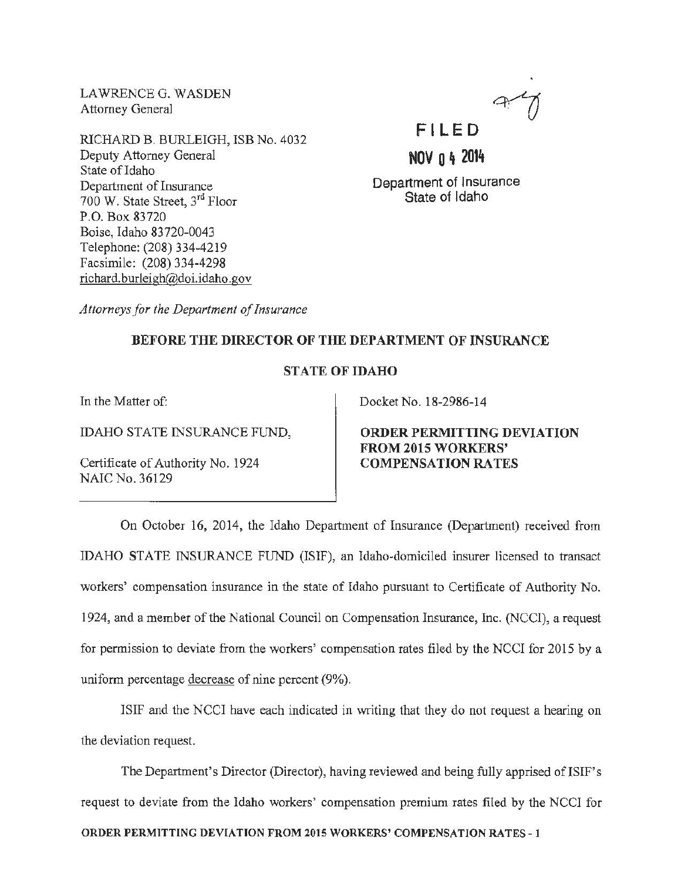LAWRENCE G. WASDEN
Attorney General

RICHARD B. BURLEIGH, ISB No. 4032
Deputy Attorney General
State of Idaho
Department of Insurance
700 W. State Street, 3rd Floor
P.O. Box 83720
Boise, Idaho 83720-0043
Telephone: (208) 334-4219
Facsimile: (208) 334-4298
richard.burleigh@doi.idaho.gov

FILED
NOV 04 2014
Department of Insurance
State of Idaho

*Attorneys for the Department of Insurance*

**BEFORE THE DIRECTOR OF THE DEPARTMENT OF INSURANCE**

**STATE OF IDAHO**

In the Matter of:

IDAHO STATE INSURANCE FUND,

Certificate of Authority No. 1924
NAIC No. 36129

Docket No. 18-2986-14

**ORDER PERMITTING DEVIATION FROM 2015 WORKERS' COMPENSATION RATES**

On October 16, 2014, the Idaho Department of Insurance (Department) received from IDAHO STATE INSURANCE FUND (ISIF), an Idaho-domiciled insurer licensed to transact workers' compensation insurance in the state of Idaho pursuant to Certificate of Authority No. 1924, and a member of the National Council on Compensation Insurance, Inc. (NCCI), a request for permission to deviate from the workers' compensation rates filed by the NCCI for 2015 by a uniform percentage decrease of nine percent (9%).

ISIF and the NCCI have each indicated in writing that they do not request a hearing on the deviation request.

The Department's Director (Director), having reviewed and being fully apprised of ISIF's request to deviate from the Idaho workers' compensation premium rates filed by the NCCI for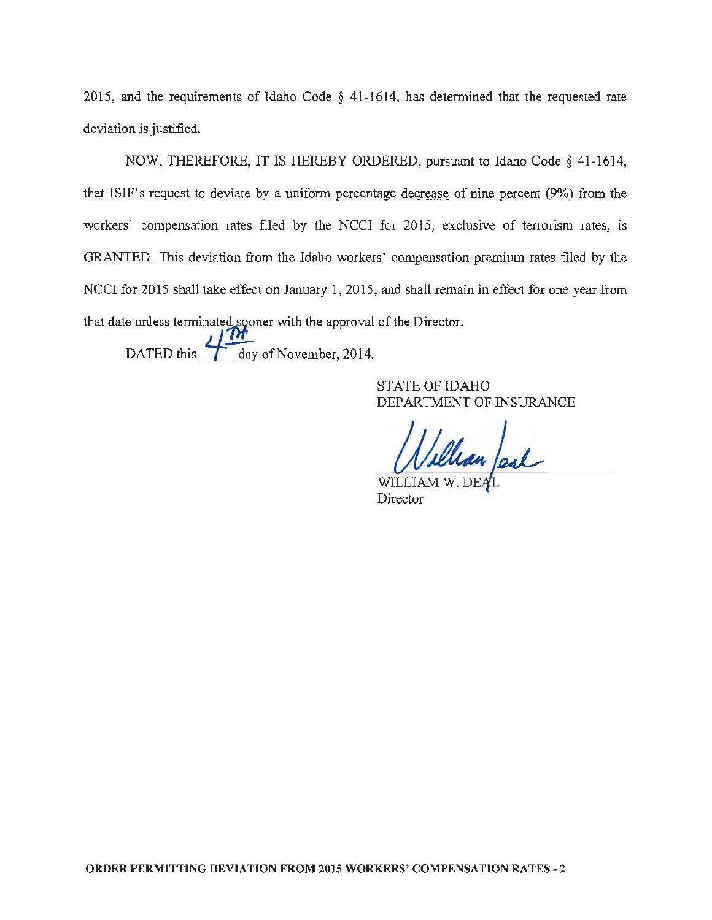2015, and the requirements of Idaho Code § 41-1614, has determined that the requested rate deviation is justified.

NOW, THEREFORE, IT IS HEREBY ORDERED, pursuant to Idaho Code § 41-1614, that ISIF's request to deviate by a uniform percentage decrease of nine percent (9%) from the workers' compensation rates filed by the NCCI for 2015, exclusive of terrorism rates, is GRANTED. This deviation from the Idaho workers' compensation premium rates filed by the NCCI for 2015 shall take effect on January 1, 2015, and shall remain in effect for one year from that date unless terminated sooner with the approval of the Director.

DATED this 4th day of November, 2014.

STATE OF IDAHO
DEPARTMENT OF INSURANCE

WILLIAM W. DEAL
Director

**ORDER PERMITTING DEVIATION FROM 2015 WORKERS' COMPENSATION RATES - 2**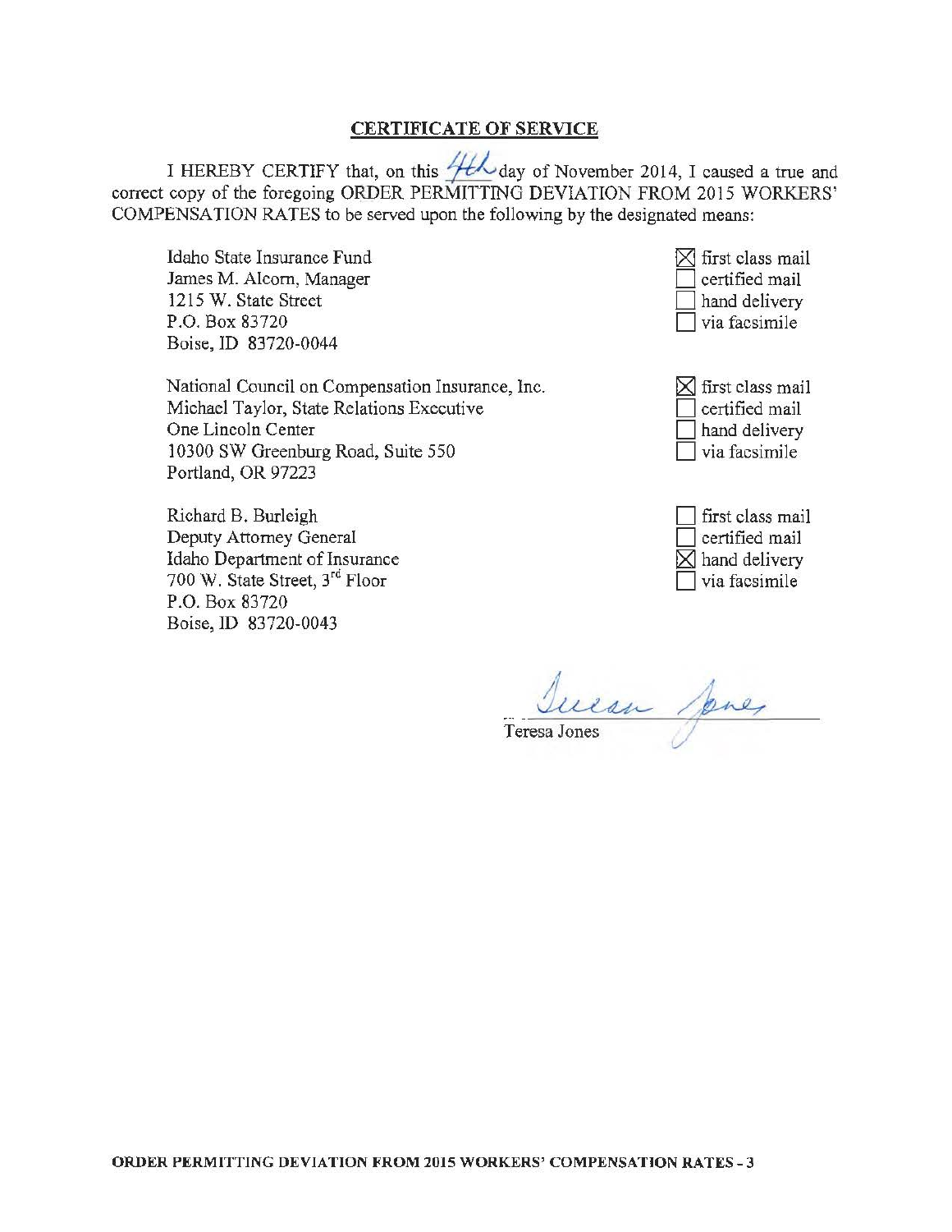## CERTIFICATE OF SERVICE

I HEREBY CERTIFY that, on this 4th day of November 2014, I caused a true and correct copy of the foregoing ORDER PERMITTING DEVIATION FROM 2015 WORKERS' COMPENSATION RATES to be served upon the following by the designated means:

Idaho State Insurance Fund
James M. Alcorn, Manager
1215 W. State Street
P.O. Box 83720
Boise, ID 83720-0044

- [x] first class mail
- [ ] certified mail
- [ ] hand delivery
- [ ] via facsimile

National Council on Compensation Insurance, Inc.
Michael Taylor, State Relations Executive
One Lincoln Center
10300 SW Greenburg Road, Suite 550
Portland, OR 97223

- [x] first class mail
- [ ] certified mail
- [ ] hand delivery
- [ ] via facsimile

Richard B. Burleigh
Deputy Attorney General
Idaho Department of Insurance
700 W. State Street, 3rd Floor
P.O. Box 83720
Boise, ID 83720-0043

- [ ] first class mail
- [ ] certified mail
- [x] hand delivery
- [ ] via facsimile

Teresa Jones